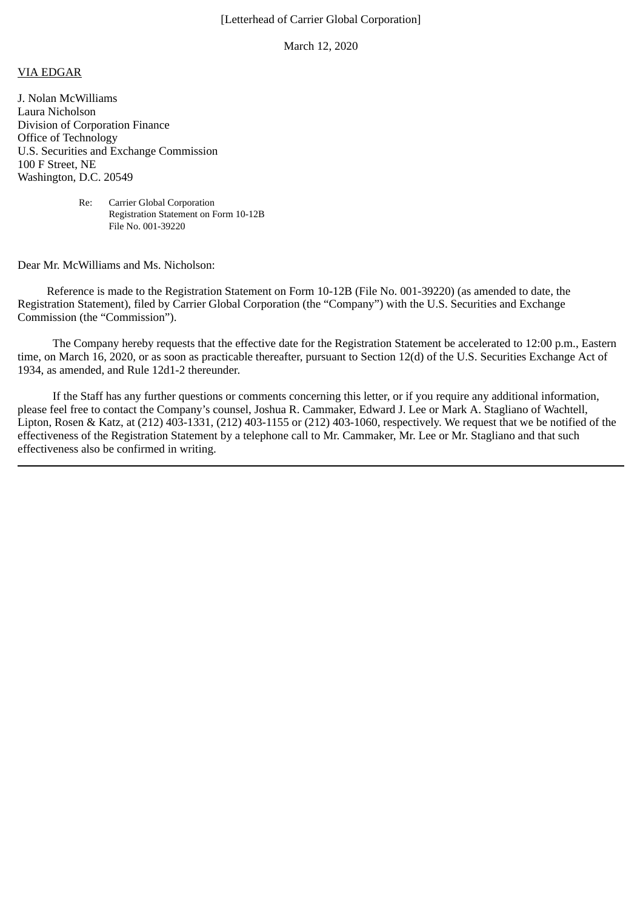[Letterhead of Carrier Global Corporation]

March 12, 2020

VIA EDGAR

J. Nolan McWilliams
Laura Nicholson
Division of Corporation Finance
Office of Technology
U.S. Securities and Exchange Commission
100 F Street, NE
Washington, D.C. 20549

Re: Carrier Global Corporation
Registration Statement on Form 10-12B
File No. 001-39220

Dear Mr. McWilliams and Ms. Nicholson:

Reference is made to the Registration Statement on Form 10-12B (File No. 001-39220) (as amended to date, the Registration Statement), filed by Carrier Global Corporation (the "Company") with the U.S. Securities and Exchange Commission (the "Commission").

The Company hereby requests that the effective date for the Registration Statement be accelerated to 12:00 p.m., Eastern time, on March 16, 2020, or as soon as practicable thereafter, pursuant to Section 12(d) of the U.S. Securities Exchange Act of 1934, as amended, and Rule 12d1-2 thereunder.

If the Staff has any further questions or comments concerning this letter, or if you require any additional information, please feel free to contact the Company's counsel, Joshua R. Cammaker, Edward J. Lee or Mark A. Stagliano of Wachtell, Lipton, Rosen & Katz, at (212) 403-1331, (212) 403-1155 or (212) 403-1060, respectively. We request that we be notified of the effectiveness of the Registration Statement by a telephone call to Mr. Cammaker, Mr. Lee or Mr. Stagliano and that such effectiveness also be confirmed in writing.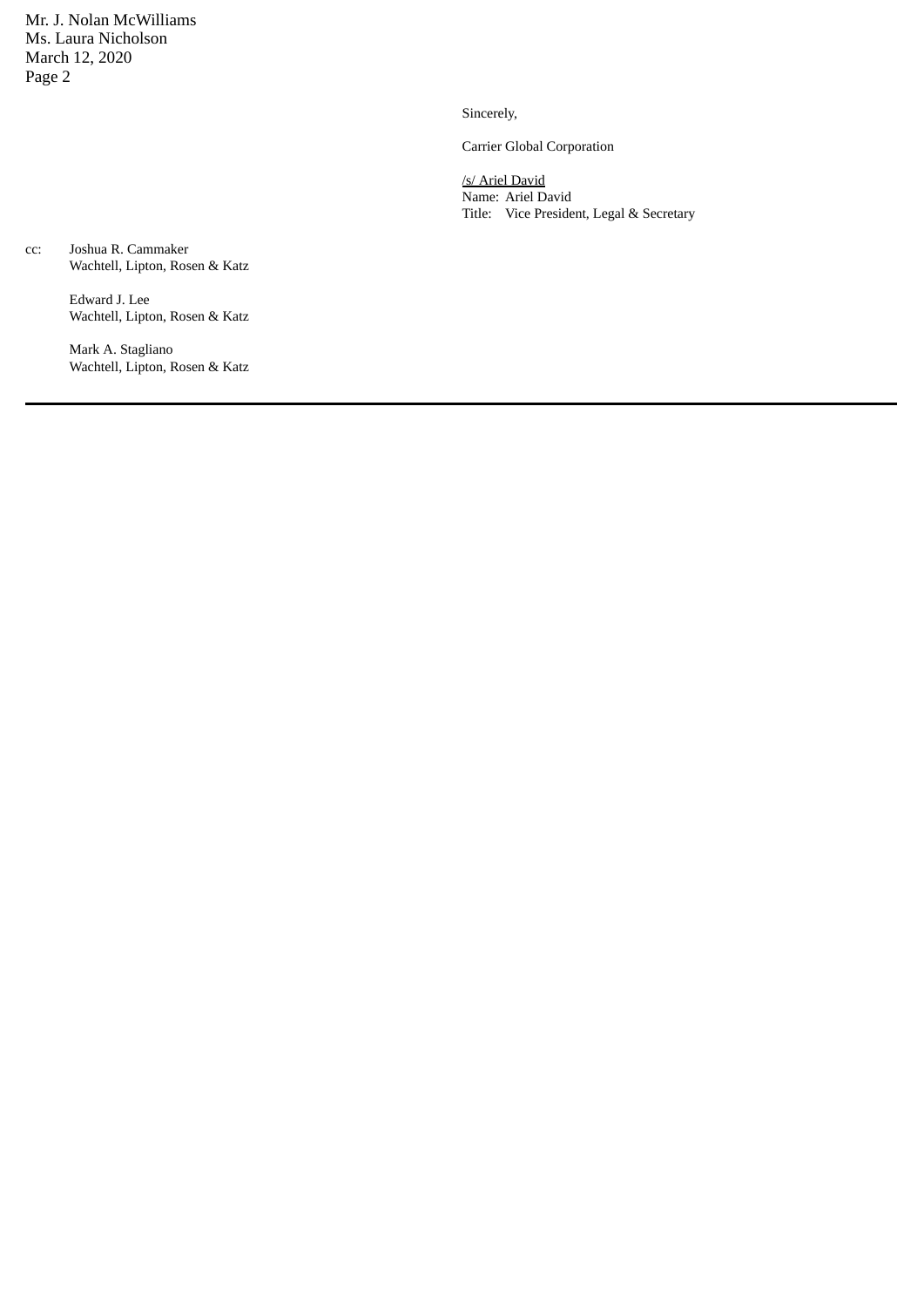Sincerely,

Carrier Global Corporation

/s/ Ariel David
Name: Ariel David
Title: Vice President, Legal & Secretary

cc: Joshua R. Cammaker
Wachtell, Lipton, Rosen & Katz

Edward J. Lee
Wachtell, Lipton, Rosen & Katz

Mark A. Stagliano
Wachtell, Lipton, Rosen & Katz